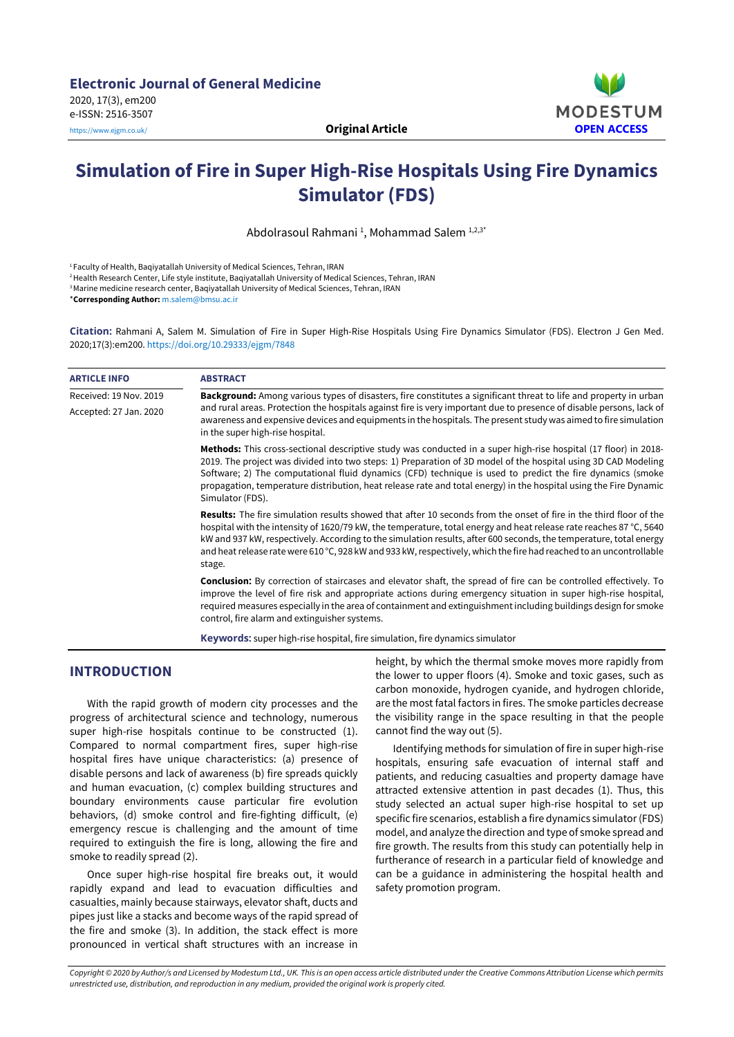**Electronic Journal of General Medicine**
2020, 17(3), em200
e-ISSN: 2516-3507
https://www.ejgm.co.uk/

**Original Article**

MODESTUM
OPEN ACCESS

# Simulation of Fire in Super High-Rise Hospitals Using Fire Dynamics Simulator (FDS)

Abdolrasoul Rahmani [1], Mohammad Salem [1,2,3*]

[1] Faculty of Health, Baqiyatallah University of Medical Sciences, Tehran, IRAN
[2] Health Research Center, Life style institute, Baqiyatallah University of Medical Sciences, Tehran, IRAN
[3] Marine medicine research center, Baqiyatallah University of Medical Sciences, Tehran, IRAN
***Corresponding Author:** m.salem@bmsu.ac.ir

**Citation:** Rahmani A, Salem M. Simulation of Fire in Super High-Rise Hospitals Using Fire Dynamics Simulator (FDS). Electron J Gen Med. 2020;17(3):em200. https://doi.org/10.29333/ejgm/7848

**ARTICLE INFO**

Received: 19 Nov. 2019
Accepted: 27 Jan. 2020

**ABSTRACT**

**Background:** Among various types of disasters, fire constitutes a significant threat to life and property in urban and rural areas. Protection the hospitals against fire is very important due to presence of disable persons, lack of awareness and expensive devices and equipments in the hospitals. The present study was aimed to fire simulation in the super high-rise hospital.

**Methods:** This cross-sectional descriptive study was conducted in a super high-rise hospital (17 floor) in 2018-2019. The project was divided into two steps: 1) Preparation of 3D model of the hospital using 3D CAD Modeling Software; 2) The computational fluid dynamics (CFD) technique is used to predict the fire dynamics (smoke propagation, temperature distribution, heat release rate and total energy) in the hospital using the Fire Dynamic Simulator (FDS).

**Results:** The fire simulation results showed that after 10 seconds from the onset of fire in the third floor of the hospital with the intensity of 1620/79 kW, the temperature, total energy and heat release rate reaches 87 °C, 5640 kW and 937 kW, respectively. According to the simulation results, after 600 seconds, the temperature, total energy and heat release rate were 610 °C, 928 kW and 933 kW, respectively, which the fire had reached to an uncontrollable stage.

**Conclusion:** By correction of staircases and elevator shaft, the spread of fire can be controlled effectively. To improve the level of fire risk and appropriate actions during emergency situation in super high-rise hospital, required measures especially in the area of containment and extinguishment including buildings design for smoke control, fire alarm and extinguisher systems.

**Keywords:** super high-rise hospital, fire simulation, fire dynamics simulator

## INTRODUCTION

With the rapid growth of modern city processes and the progress of architectural science and technology, numerous super high-rise hospitals continue to be constructed (1). Compared to normal compartment fires, super high-rise hospital fires have unique characteristics: (a) presence of disable persons and lack of awareness (b) fire spreads quickly and human evacuation, (c) complex building structures and boundary environments cause particular fire evolution behaviors, (d) smoke control and fire-fighting difficult, (e) emergency rescue is challenging and the amount of time required to extinguish the fire is long, allowing the fire and smoke to readily spread (2).

Once super high-rise hospital fire breaks out, it would rapidly expand and lead to evacuation difficulties and casualties, mainly because stairways, elevator shaft, ducts and pipes just like a stacks and become ways of the rapid spread of the fire and smoke (3). In addition, the stack effect is more pronounced in vertical shaft structures with an increase in height, by which the thermal smoke moves more rapidly from the lower to upper floors (4). Smoke and toxic gases, such as carbon monoxide, hydrogen cyanide, and hydrogen chloride, are the most fatal factors in fires. The smoke particles decrease the visibility range in the space resulting in that the people cannot find the way out (5).

Identifying methods for simulation of fire in super high-rise hospitals, ensuring safe evacuation of internal staff and patients, and reducing casualties and property damage have attracted extensive attention in past decades (1). Thus, this study selected an actual super high-rise hospital to set up specific fire scenarios, establish a fire dynamics simulator (FDS) model, and analyze the direction and type of smoke spread and fire growth. The results from this study can potentially help in furtherance of research in a particular field of knowledge and can be a guidance in administering the hospital health and safety promotion program.

*Copyright © 2020 by Author/s and Licensed by Modestum Ltd., UK. This is an open access article distributed under the Creative Commons Attribution License which permits unrestricted use, distribution, and reproduction in any medium, provided the original work is properly cited.*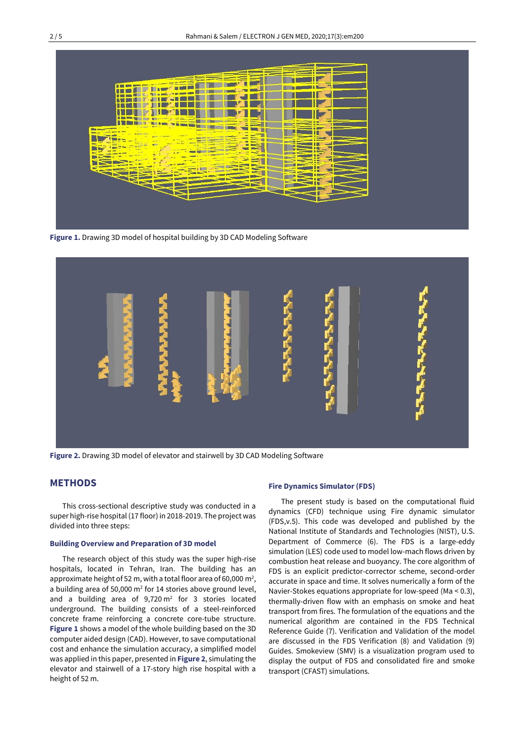Figure 1. Drawing 3D model of hospital building by 3D CAD Modeling Software

Figure 2. Drawing 3D model of elevator and stairwell by 3D CAD Modeling Software

## METHODS

This cross-sectional descriptive study was conducted in a super high-rise hospital (17 floor) in 2018-2019. The project was divided into three steps:

### Building Overview and Preparation of 3D model

The research object of this study was the super high-rise hospitals, located in Tehran, Iran. The building has an approximate height of 52 m, with a total floor area of 60,000 $m^2$, a building area of 50,000 $m^2$ for 14 stories above ground level, and a building area of 9,720 $m^2$ for 3 stories located underground. The building consists of a steel-reinforced concrete frame reinforcing a concrete core-tube structure. **Figure 1** shows a model of the whole building based on the 3D computer aided design (CAD). However, to save computational cost and enhance the simulation accuracy, a simplified model was applied in this paper, presented in **Figure 2**, simulating the elevator and stairwell of a 17-story high rise hospital with a height of 52 m.

### Fire Dynamics Simulator (FDS)

The present study is based on the computational fluid dynamics (CFD) technique using Fire dynamic simulator (FDS,v.5). This code was developed and published by the National Institute of Standards and Technologies (NIST), U.S. Department of Commerce (6). The FDS is a large-eddy simulation (LES) code used to model low-mach flows driven by combustion heat release and buoyancy. The core algorithm of FDS is an explicit predictor-corrector scheme, second-order accurate in space and time. It solves numerically a form of the Navier-Stokes equations appropriate for low-speed ($Ma < 0.3$), thermally-driven flow with an emphasis on smoke and heat transport from fires. The formulation of the equations and the numerical algorithm are contained in the FDS Technical Reference Guide (7). Verification and Validation of the model are discussed in the FDS Verification (8) and Validation (9) Guides. Smokeview (SMV) is a visualization program used to display the output of FDS and consolidated fire and smoke transport (CFAST) simulations.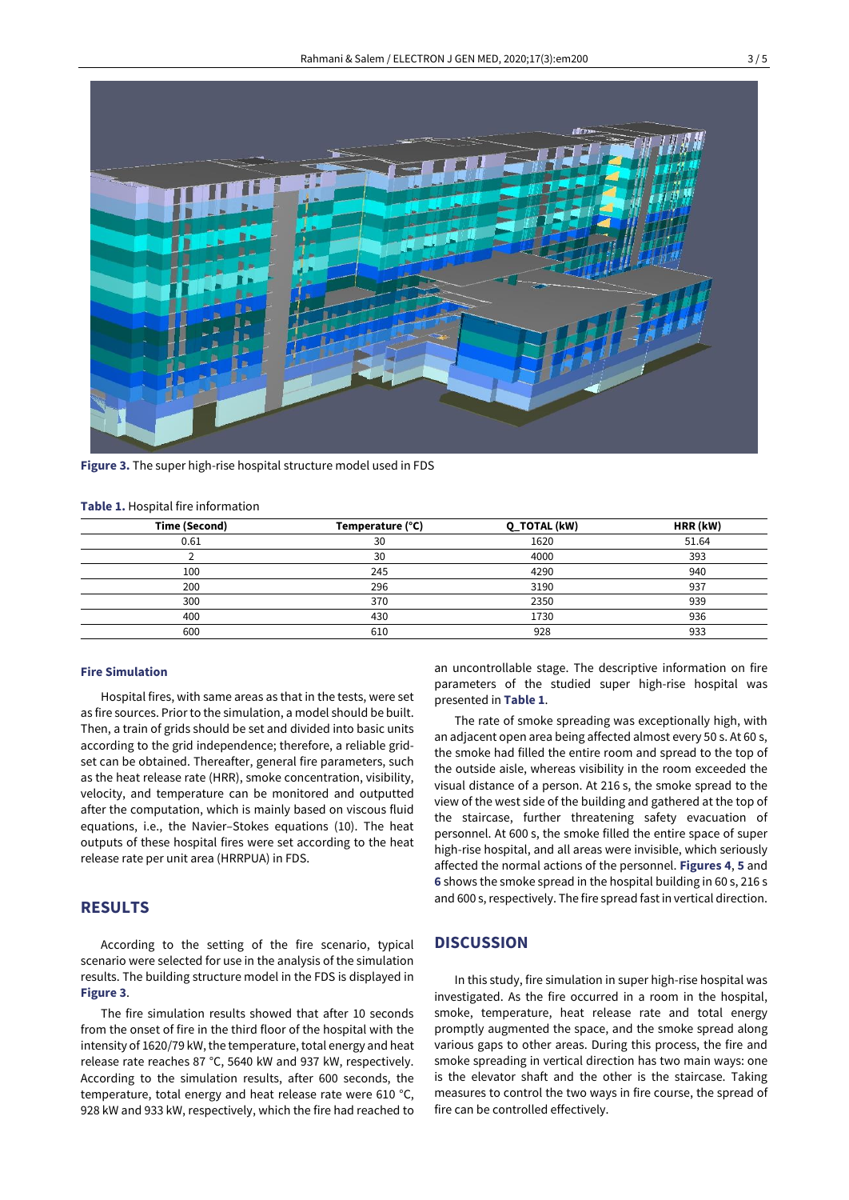Figure 3. The super high-rise hospital structure model used in FDS

**Table 1.** Hospital fire information

| Time (Second) | Temperature (°C) | Q_TOTAL (kW) | HRR (kW) |
|---|---|---|---|
| 0.61 | 30 | 1620 | 51.64 |
| 2 | 30 | 4000 | 393 |
| 100 | 245 | 4290 | 940 |
| 200 | 296 | 3190 | 937 |
| 300 | 370 | 2350 | 939 |
| 400 | 430 | 1730 | 936 |
| 600 | 610 | 928 | 933 |

### Fire Simulation

Hospital fires, with same areas as that in the tests, were set as fire sources. Prior to the simulation, a model should be built. Then, a train of grids should be set and divided into basic units according to the grid independence; therefore, a reliable grid-set can be obtained. Thereafter, general fire parameters, such as the heat release rate (HRR), smoke concentration, visibility, velocity, and temperature can be monitored and outputted after the computation, which is mainly based on viscous fluid equations, i.e., the Navier–Stokes equations (10). The heat outputs of these hospital fires were set according to the heat release rate per unit area (HRRPUA) in FDS.

## RESULTS

According to the setting of the fire scenario, typical scenario were selected for use in the analysis of the simulation results. The building structure model in the FDS is displayed in **Figure 3**.

The fire simulation results showed that after 10 seconds from the onset of fire in the third floor of the hospital with the intensity of 1620/79 kW, the temperature, total energy and heat release rate reaches 87 °C, 5640 kW and 937 kW, respectively. According to the simulation results, after 600 seconds, the temperature, total energy and heat release rate were 610 °C, 928 kW and 933 kW, respectively, which the fire had reached to an uncontrollable stage. The descriptive information on fire parameters of the studied super high-rise hospital was presented in **Table 1**.

The rate of smoke spreading was exceptionally high, with an adjacent open area being affected almost every 50 s. At 60 s, the smoke had filled the entire room and spread to the top of the outside aisle, whereas visibility in the room exceeded the visual distance of a person. At 216 s, the smoke spread to the view of the west side of the building and gathered at the top of the staircase, further threatening safety evacuation of personnel. At 600 s, the smoke filled the entire space of super high-rise hospital, and all areas were invisible, which seriously affected the normal actions of the personnel. **Figures 4**, **5** and **6** shows the smoke spread in the hospital building in 60 s, 216 s and 600 s, respectively. The fire spread fast in vertical direction.

## DISCUSSION

In this study, fire simulation in super high-rise hospital was investigated. As the fire occurred in a room in the hospital, smoke, temperature, heat release rate and total energy promptly augmented the space, and the smoke spread along various gaps to other areas. During this process, the fire and smoke spreading in vertical direction has two main ways: one is the elevator shaft and the other is the staircase. Taking measures to control the two ways in fire course, the spread of fire can be controlled effectively.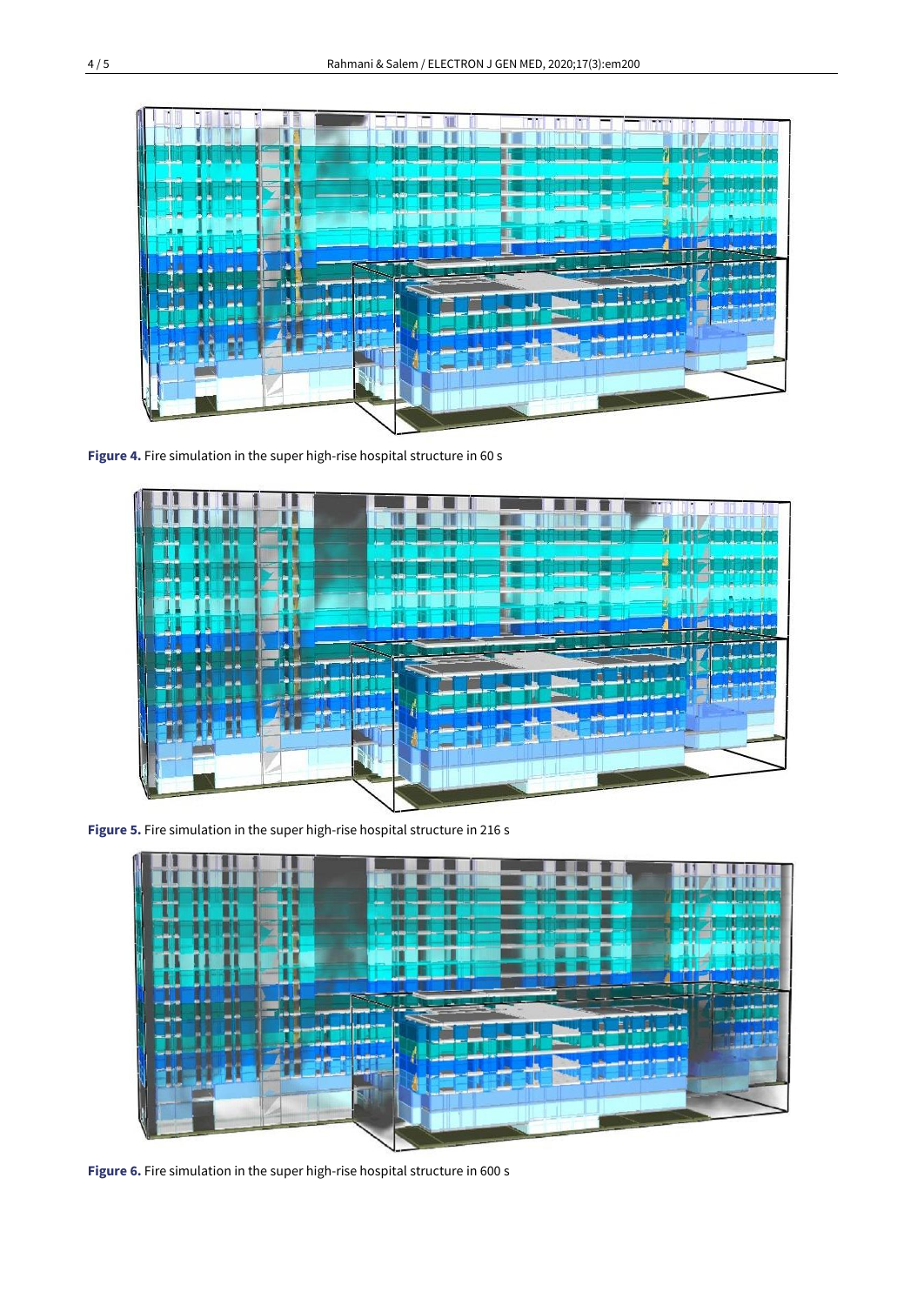**Figure 4.** Fire simulation in the super high-rise hospital structure in 60 s

**Figure 5.** Fire simulation in the super high-rise hospital structure in 216 s

**Figure 6.** Fire simulation in the super high-rise hospital structure in 600 s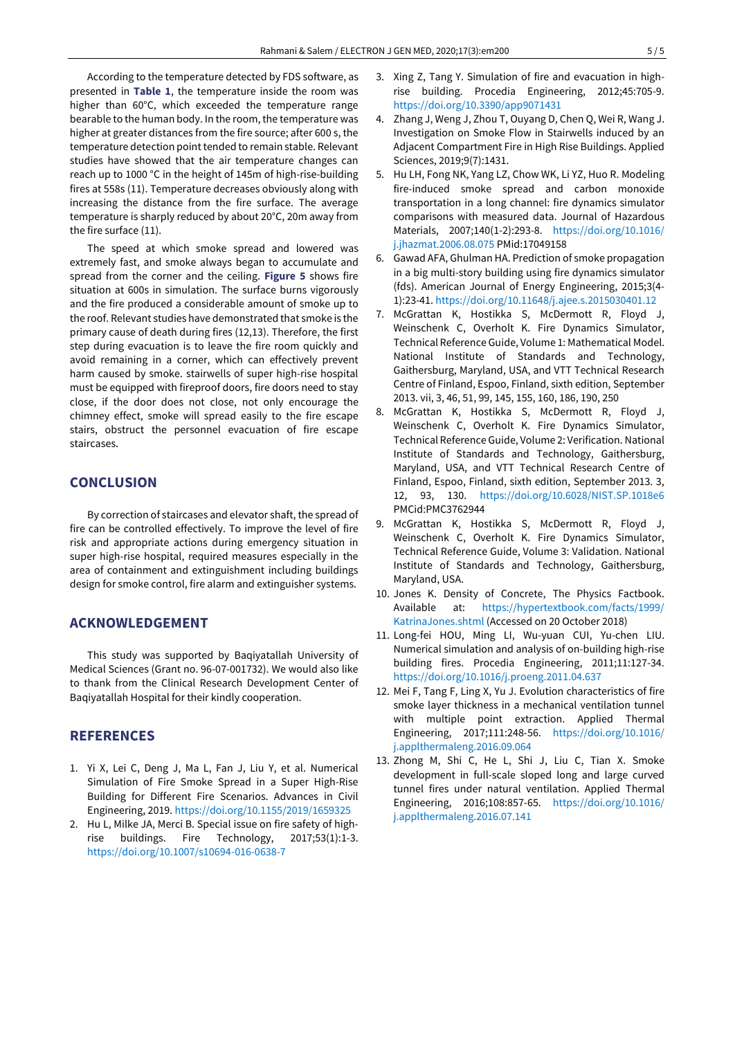According to the temperature detected by FDS software, as presented in **Table 1**, the temperature inside the room was higher than 60°C, which exceeded the temperature range bearable to the human body. In the room, the temperature was higher at greater distances from the fire source; after 600 s, the temperature detection point tended to remain stable. Relevant studies have showed that the air temperature changes can reach up to 1000 °C in the height of 145m of high-rise-building fires at 558s (11). Temperature decreases obviously along with increasing the distance from the fire surface. The average temperature is sharply reduced by about 20°C, 20m away from the fire surface (11).

The speed at which smoke spread and lowered was extremely fast, and smoke always began to accumulate and spread from the corner and the ceiling. **Figure 5** shows fire situation at 600s in simulation. The surface burns vigorously and the fire produced a considerable amount of smoke up to the roof. Relevant studies have demonstrated that smoke is the primary cause of death during fires (12,13). Therefore, the first step during evacuation is to leave the fire room quickly and avoid remaining in a corner, which can effectively prevent harm caused by smoke. stairwells of super high-rise hospital must be equipped with fireproof doors, fire doors need to stay close, if the door does not close, not only encourage the chimney effect, smoke will spread easily to the fire escape stairs, obstruct the personnel evacuation of fire escape staircases.

## CONCLUSION

By correction of staircases and elevator shaft, the spread of fire can be controlled effectively. To improve the level of fire risk and appropriate actions during emergency situation in super high-rise hospital, required measures especially in the area of containment and extinguishment including buildings design for smoke control, fire alarm and extinguisher systems.

## ACKNOWLEDGEMENT

This study was supported by Baqiyatallah University of Medical Sciences (Grant no. 96-07-001732). We would also like to thank from the Clinical Research Development Center of Baqiyatallah Hospital for their kindly cooperation.

## REFERENCES

1. Yi X, Lei C, Deng J, Ma L, Fan J, Liu Y, et al. Numerical Simulation of Fire Smoke Spread in a Super High-Rise Building for Different Fire Scenarios. Advances in Civil Engineering, 2019. https://doi.org/10.1155/2019/1659325
2. Hu L, Milke JA, Merci B. Special issue on fire safety of high-rise buildings. Fire Technology, 2017;53(1):1-3. https://doi.org/10.1007/s10694-016-0638-7
3. Xing Z, Tang Y. Simulation of fire and evacuation in high-rise building. Procedia Engineering, 2012;45:705-9. https://doi.org/10.3390/app9071431
4. Zhang J, Weng J, Zhou T, Ouyang D, Chen Q, Wei R, Wang J. Investigation on Smoke Flow in Stairwells induced by an Adjacent Compartment Fire in High Rise Buildings. Applied Sciences, 2019;9(7):1431.
5. Hu LH, Fong NK, Yang LZ, Chow WK, Li YZ, Huo R. Modeling fire-induced smoke spread and carbon monoxide transportation in a long channel: fire dynamics simulator comparisons with measured data. Journal of Hazardous Materials, 2007;140(1-2):293-8. https://doi.org/10.1016/j.jhazmat.2006.08.075 PMid:17049158
6. Gawad AFA, Ghulman HA. Prediction of smoke propagation in a big multi-story building using fire dynamics simulator (fds). American Journal of Energy Engineering, 2015;3(4-1):23-41. https://doi.org/10.11648/j.ajee.s.2015030401.12
7. McGrattan K, Hostikka S, McDermott R, Floyd J, Weinschenk C, Overholt K. Fire Dynamics Simulator, Technical Reference Guide, Volume 1: Mathematical Model. National Institute of Standards and Technology, Gaithersburg, Maryland, USA, and VTT Technical Research Centre of Finland, Espoo, Finland, sixth edition, September 2013. vii, 3, 46, 51, 99, 145, 155, 160, 186, 190, 250
8. McGrattan K, Hostikka S, McDermott R, Floyd J, Weinschenk C, Overholt K. Fire Dynamics Simulator, Technical Reference Guide, Volume 2: Verification. National Institute of Standards and Technology, Gaithersburg, Maryland, USA, and VTT Technical Research Centre of Finland, Espoo, Finland, sixth edition, September 2013. 3, 12, 93, 130. https://doi.org/10.6028/NIST.SP.1018e6 PMCid:PMC3762944
9. McGrattan K, Hostikka S, McDermott R, Floyd J, Weinschenk C, Overholt K. Fire Dynamics Simulator, Technical Reference Guide, Volume 3: Validation. National Institute of Standards and Technology, Gaithersburg, Maryland, USA.
10. Jones K. Density of Concrete, The Physics Factbook. Available at: https://hypertextbook.com/facts/1999/KatrinaJones.shtml (Accessed on 20 October 2018)
11. Long-fei HOU, Ming LI, Wu-yuan CUI, Yu-chen LIU. Numerical simulation and analysis of on-building high-rise building fires. Procedia Engineering, 2011;11:127-34. https://doi.org/10.1016/j.proeng.2011.04.637
12. Mei F, Tang F, Ling X, Yu J. Evolution characteristics of fire smoke layer thickness in a mechanical ventilation tunnel with multiple point extraction. Applied Thermal Engineering, 2017;111:248-56. https://doi.org/10.1016/j.applthermaleng.2016.09.064
13. Zhong M, Shi C, He L, Shi J, Liu C, Tian X. Smoke development in full-scale sloped long and large curved tunnel fires under natural ventilation. Applied Thermal Engineering, 2016;108:857-65. https://doi.org/10.1016/j.applthermaleng.2016.07.141